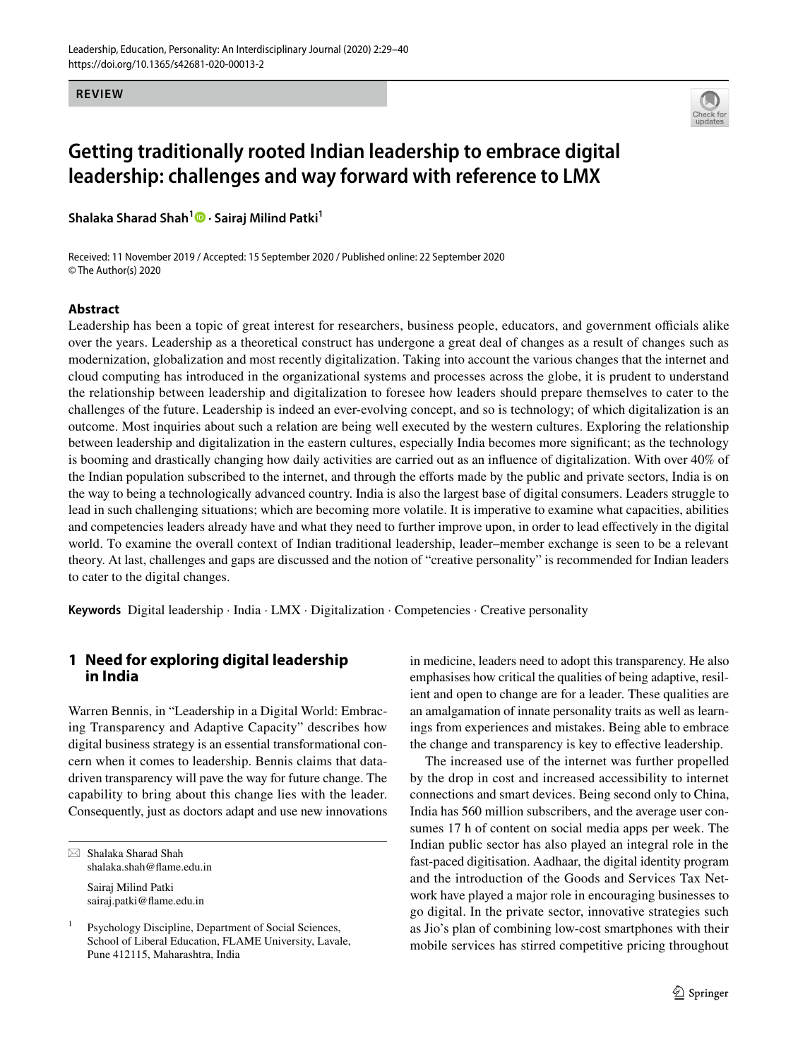REVIEW

# Getting traditionally rooted Indian leadership to embrace digital leadership: challenges and way forward with reference to LMX

**Shalaka Sharad Shah[1] · Sairaj Milind Patki[1]**

Received: 11 November 2019 / Accepted: 15 September 2020 / Published online: 22 September 2020
© The Author(s) 2020

## Abstract

Leadership has been a topic of great interest for researchers, business people, educators, and government officials alike over the years. Leadership as a theoretical construct has undergone a great deal of changes as a result of changes such as modernization, globalization and most recently digitalization. Taking into account the various changes that the internet and cloud computing has introduced in the organizational systems and processes across the globe, it is prudent to understand the relationship between leadership and digitalization to foresee how leaders should prepare themselves to cater to the challenges of the future. Leadership is indeed an ever-evolving concept, and so is technology; of which digitalization is an outcome. Most inquiries about such a relation are being well executed by the western cultures. Exploring the relationship between leadership and digitalization in the eastern cultures, especially India becomes more significant; as the technology is booming and drastically changing how daily activities are carried out as an influence of digitalization. With over 40% of the Indian population subscribed to the internet, and through the efforts made by the public and private sectors, India is on the way to being a technologically advanced country. India is also the largest base of digital consumers. Leaders struggle to lead in such challenging situations; which are becoming more volatile. It is imperative to examine what capacities, abilities and competencies leaders already have and what they need to further improve upon, in order to lead effectively in the digital world. To examine the overall context of Indian traditional leadership, leader–member exchange is seen to be a relevant theory. At last, challenges and gaps are discussed and the notion of "creative personality" is recommended for Indian leaders to cater to the digital changes.

**Keywords** Digital leadership · India · LMX · Digitalization · Competencies · Creative personality

## 1 Need for exploring digital leadership in India

Warren Bennis, in "Leadership in a Digital World: Embracing Transparency and Adaptive Capacity" describes how digital business strategy is an essential transformational concern when it comes to leadership. Bennis claims that data-driven transparency will pave the way for future change. The capability to bring about this change lies with the leader. Consequently, just as doctors adapt and use new innovations in medicine, leaders need to adopt this transparency. He also emphasises how critical the qualities of being adaptive, resilient and open to change are for a leader. These qualities are an amalgamation of innate personality traits as well as learnings from experiences and mistakes. Being able to embrace the change and transparency is key to effective leadership.

The increased use of the internet was further propelled by the drop in cost and increased accessibility to internet connections and smart devices. Being second only to China, India has 560 million subscribers, and the average user consumes 17 h of content on social media apps per week. The Indian public sector has also played an integral role in the fast-paced digitisation. Aadhaar, the digital identity program and the introduction of the Goods and Services Tax Network have played a major role in encouraging businesses to go digital. In the private sector, innovative strategies such as Jio's plan of combining low-cost smartphones with their mobile services has stirred competitive pricing throughout

✉ Shalaka Sharad Shah
shalaka.shah@flame.edu.in

Sairaj Milind Patki
sairaj.patki@flame.edu.in

[1] Psychology Discipline, Department of Social Sciences, School of Liberal Education, FLAME University, Lavale, Pune 412115, Maharashtra, India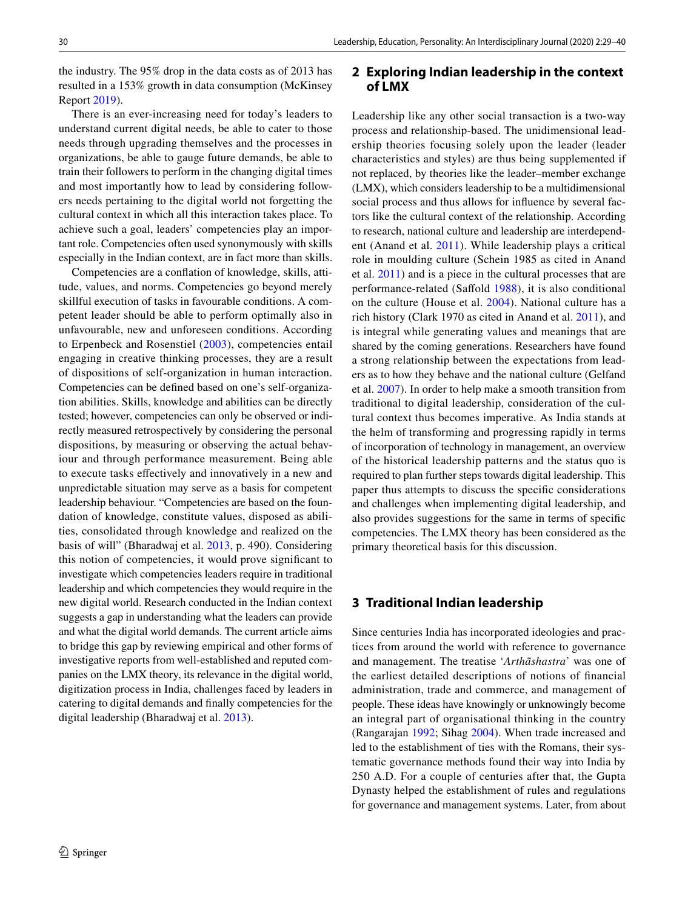the industry. The 95% drop in the data costs as of 2013 has resulted in a 153% growth in data consumption (McKinsey Report 2019).

There is an ever-increasing need for today's leaders to understand current digital needs, be able to cater to those needs through upgrading themselves and the processes in organizations, be able to gauge future demands, be able to train their followers to perform in the changing digital times and most importantly how to lead by considering followers needs pertaining to the digital world not forgetting the cultural context in which all this interaction takes place. To achieve such a goal, leaders' competencies play an important role. Competencies often used synonymously with skills especially in the Indian context, are in fact more than skills.

Competencies are a conflation of knowledge, skills, attitude, values, and norms. Competencies go beyond merely skillful execution of tasks in favourable conditions. A competent leader should be able to perform optimally also in unfavourable, new and unforeseen conditions. According to Erpenbeck and Rosenstiel (2003), competencies entail engaging in creative thinking processes, they are a result of dispositions of self-organization in human interaction. Competencies can be defined based on one's self-organization abilities. Skills, knowledge and abilities can be directly tested; however, competencies can only be observed or indirectly measured retrospectively by considering the personal dispositions, by measuring or observing the actual behaviour and through performance measurement. Being able to execute tasks effectively and innovatively in a new and unpredictable situation may serve as a basis for competent leadership behaviour. "Competencies are based on the foundation of knowledge, constitute values, disposed as abilities, consolidated through knowledge and realized on the basis of will" (Bharadwaj et al. 2013, p. 490). Considering this notion of competencies, it would prove significant to investigate which competencies leaders require in traditional leadership and which competencies they would require in the new digital world. Research conducted in the Indian context suggests a gap in understanding what the leaders can provide and what the digital world demands. The current article aims to bridge this gap by reviewing empirical and other forms of investigative reports from well-established and reputed companies on the LMX theory, its relevance in the digital world, digitization process in India, challenges faced by leaders in catering to digital demands and finally competencies for the digital leadership (Bharadwaj et al. 2013).

## 2 Exploring Indian leadership in the context of LMX

Leadership like any other social transaction is a two-way process and relationship-based. The unidimensional leadership theories focusing solely upon the leader (leader characteristics and styles) are thus being supplemented if not replaced, by theories like the leader–member exchange (LMX), which considers leadership to be a multidimensional social process and thus allows for influence by several factors like the cultural context of the relationship. According to research, national culture and leadership are interdependent (Anand et al. 2011). While leadership plays a critical role in moulding culture (Schein 1985 as cited in Anand et al. 2011) and is a piece in the cultural processes that are performance-related (Saffold 1988), it is also conditional on the culture (House et al. 2004). National culture has a rich history (Clark 1970 as cited in Anand et al. 2011), and is integral while generating values and meanings that are shared by the coming generations. Researchers have found a strong relationship between the expectations from leaders as to how they behave and the national culture (Gelfand et al. 2007). In order to help make a smooth transition from traditional to digital leadership, consideration of the cultural context thus becomes imperative. As India stands at the helm of transforming and progressing rapidly in terms of incorporation of technology in management, an overview of the historical leadership patterns and the status quo is required to plan further steps towards digital leadership. This paper thus attempts to discuss the specific considerations and challenges when implementing digital leadership, and also provides suggestions for the same in terms of specific competencies. The LMX theory has been considered as the primary theoretical basis for this discussion.

## 3 Traditional Indian leadership

Since centuries India has incorporated ideologies and practices from around the world with reference to governance and management. The treatise '*Arthãshastra*' was one of the earliest detailed descriptions of notions of financial administration, trade and commerce, and management of people. These ideas have knowingly or unknowingly become an integral part of organisational thinking in the country (Rangarajan 1992; Sihag 2004). When trade increased and led to the establishment of ties with the Romans, their systematic governance methods found their way into India by 250 A.D. For a couple of centuries after that, the Gupta Dynasty helped the establishment of rules and regulations for governance and management systems. Later, from about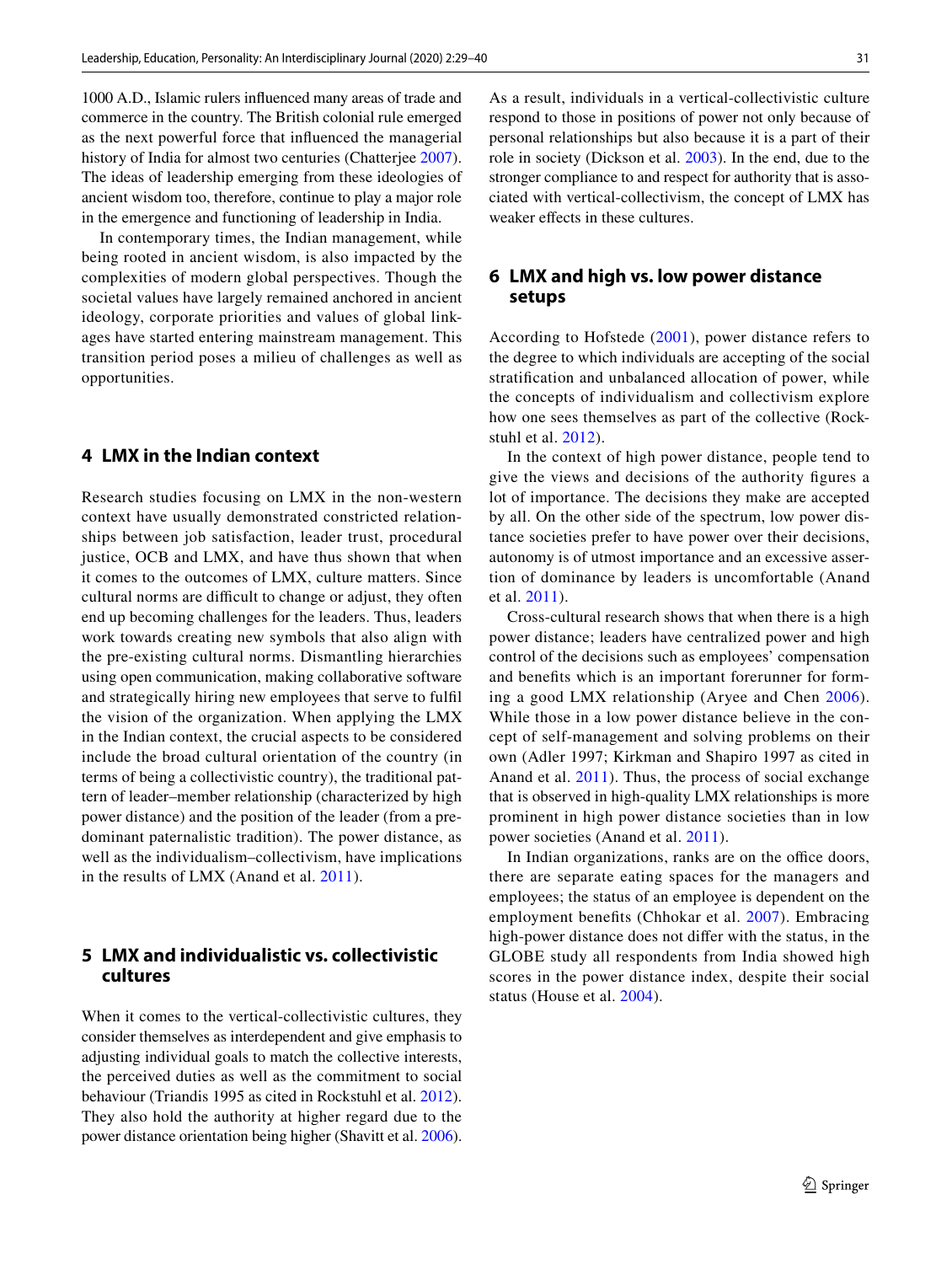1000 A.D., Islamic rulers influenced many areas of trade and commerce in the country. The British colonial rule emerged as the next powerful force that influenced the managerial history of India for almost two centuries (Chatterjee 2007). The ideas of leadership emerging from these ideologies of ancient wisdom too, therefore, continue to play a major role in the emergence and functioning of leadership in India.

In contemporary times, the Indian management, while being rooted in ancient wisdom, is also impacted by the complexities of modern global perspectives. Though the societal values have largely remained anchored in ancient ideology, corporate priorities and values of global linkages have started entering mainstream management. This transition period poses a milieu of challenges as well as opportunities.

## 4 LMX in the Indian context

Research studies focusing on LMX in the non-western context have usually demonstrated constricted relationships between job satisfaction, leader trust, procedural justice, OCB and LMX, and have thus shown that when it comes to the outcomes of LMX, culture matters. Since cultural norms are difficult to change or adjust, they often end up becoming challenges for the leaders. Thus, leaders work towards creating new symbols that also align with the pre-existing cultural norms. Dismantling hierarchies using open communication, making collaborative software and strategically hiring new employees that serve to fulfil the vision of the organization. When applying the LMX in the Indian context, the crucial aspects to be considered include the broad cultural orientation of the country (in terms of being a collectivistic country), the traditional pattern of leader–member relationship (characterized by high power distance) and the position of the leader (from a predominant paternalistic tradition). The power distance, as well as the individualism–collectivism, have implications in the results of LMX (Anand et al. 2011).

## 5 LMX and individualistic vs. collectivistic cultures

When it comes to the vertical-collectivistic cultures, they consider themselves as interdependent and give emphasis to adjusting individual goals to match the collective interests, the perceived duties as well as the commitment to social behaviour (Triandis 1995 as cited in Rockstuhl et al. 2012). They also hold the authority at higher regard due to the power distance orientation being higher (Shavitt et al. 2006). As a result, individuals in a vertical-collectivistic culture respond to those in positions of power not only because of personal relationships but also because it is a part of their role in society (Dickson et al. 2003). In the end, due to the stronger compliance to and respect for authority that is associated with vertical-collectivism, the concept of LMX has weaker effects in these cultures.

## 6 LMX and high vs. low power distance setups

According to Hofstede (2001), power distance refers to the degree to which individuals are accepting of the social stratification and unbalanced allocation of power, while the concepts of individualism and collectivism explore how one sees themselves as part of the collective (Rockstuhl et al. 2012).

In the context of high power distance, people tend to give the views and decisions of the authority figures a lot of importance. The decisions they make are accepted by all. On the other side of the spectrum, low power distance societies prefer to have power over their decisions, autonomy is of utmost importance and an excessive assertion of dominance by leaders is uncomfortable (Anand et al. 2011).

Cross-cultural research shows that when there is a high power distance; leaders have centralized power and high control of the decisions such as employees' compensation and benefits which is an important forerunner for forming a good LMX relationship (Aryee and Chen 2006). While those in a low power distance believe in the concept of self-management and solving problems on their own (Adler 1997; Kirkman and Shapiro 1997 as cited in Anand et al. 2011). Thus, the process of social exchange that is observed in high-quality LMX relationships is more prominent in high power distance societies than in low power societies (Anand et al. 2011).

In Indian organizations, ranks are on the office doors, there are separate eating spaces for the managers and employees; the status of an employee is dependent on the employment benefits (Chhokar et al. 2007). Embracing high-power distance does not differ with the status, in the GLOBE study all respondents from India showed high scores in the power distance index, despite their social status (House et al. 2004).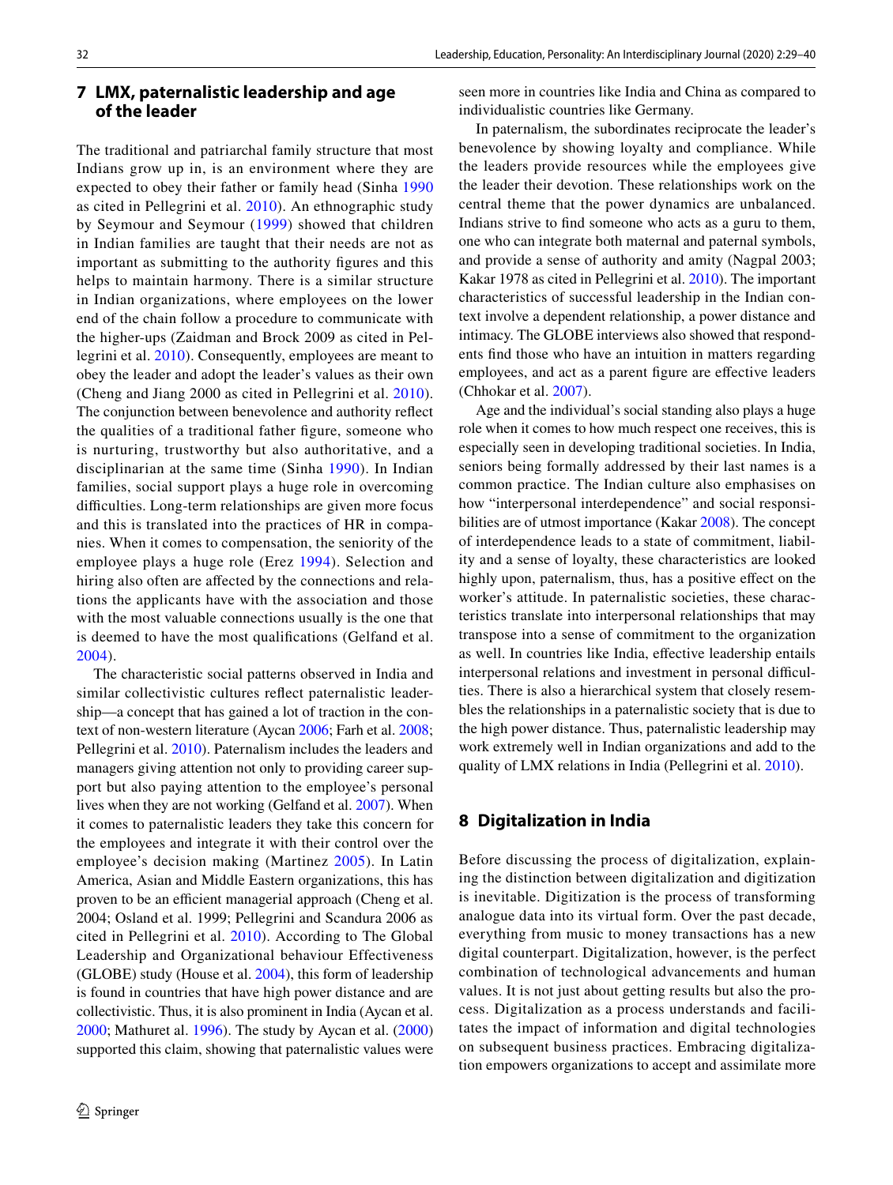## 7 LMX, paternalistic leadership and age of the leader

The traditional and patriarchal family structure that most Indians grow up in, is an environment where they are expected to obey their father or family head (Sinha 1990 as cited in Pellegrini et al. 2010). An ethnographic study by Seymour and Seymour (1999) showed that children in Indian families are taught that their needs are not as important as submitting to the authority figures and this helps to maintain harmony. There is a similar structure in Indian organizations, where employees on the lower end of the chain follow a procedure to communicate with the higher-ups (Zaidman and Brock 2009 as cited in Pellegrini et al. 2010). Consequently, employees are meant to obey the leader and adopt the leader's values as their own (Cheng and Jiang 2000 as cited in Pellegrini et al. 2010). The conjunction between benevolence and authority reflect the qualities of a traditional father figure, someone who is nurturing, trustworthy but also authoritative, and a disciplinarian at the same time (Sinha 1990). In Indian families, social support plays a huge role in overcoming difficulties. Long-term relationships are given more focus and this is translated into the practices of HR in companies. When it comes to compensation, the seniority of the employee plays a huge role (Erez 1994). Selection and hiring also often are affected by the connections and relations the applicants have with the association and those with the most valuable connections usually is the one that is deemed to have the most qualifications (Gelfand et al. 2004).

The characteristic social patterns observed in India and similar collectivistic cultures reflect paternalistic leadership—a concept that has gained a lot of traction in the context of non-western literature (Aycan 2006; Farh et al. 2008; Pellegrini et al. 2010). Paternalism includes the leaders and managers giving attention not only to providing career support but also paying attention to the employee's personal lives when they are not working (Gelfand et al. 2007). When it comes to paternalistic leaders they take this concern for the employees and integrate it with their control over the employee's decision making (Martinez 2005). In Latin America, Asian and Middle Eastern organizations, this has proven to be an efficient managerial approach (Cheng et al. 2004; Osland et al. 1999; Pellegrini and Scandura 2006 as cited in Pellegrini et al. 2010). According to The Global Leadership and Organizational behaviour Effectiveness (GLOBE) study (House et al. 2004), this form of leadership is found in countries that have high power distance and are collectivistic. Thus, it is also prominent in India (Aycan et al. 2000; Mathuret al. 1996). The study by Aycan et al. (2000) supported this claim, showing that paternalistic values were seen more in countries like India and China as compared to individualistic countries like Germany.

In paternalism, the subordinates reciprocate the leader's benevolence by showing loyalty and compliance. While the leaders provide resources while the employees give the leader their devotion. These relationships work on the central theme that the power dynamics are unbalanced. Indians strive to find someone who acts as a guru to them, one who can integrate both maternal and paternal symbols, and provide a sense of authority and amity (Nagpal 2003; Kakar 1978 as cited in Pellegrini et al. 2010). The important characteristics of successful leadership in the Indian context involve a dependent relationship, a power distance and intimacy. The GLOBE interviews also showed that respondents find those who have an intuition in matters regarding employees, and act as a parent figure are effective leaders (Chhokar et al. 2007).

Age and the individual's social standing also plays a huge role when it comes to how much respect one receives, this is especially seen in developing traditional societies. In India, seniors being formally addressed by their last names is a common practice. The Indian culture also emphasises on how "interpersonal interdependence" and social responsibilities are of utmost importance (Kakar 2008). The concept of interdependence leads to a state of commitment, liability and a sense of loyalty, these characteristics are looked highly upon, paternalism, thus, has a positive effect on the worker's attitude. In paternalistic societies, these characteristics translate into interpersonal relationships that may transpose into a sense of commitment to the organization as well. In countries like India, effective leadership entails interpersonal relations and investment in personal difficulties. There is also a hierarchical system that closely resembles the relationships in a paternalistic society that is due to the high power distance. Thus, paternalistic leadership may work extremely well in Indian organizations and add to the quality of LMX relations in India (Pellegrini et al. 2010).

## 8 Digitalization in India

Before discussing the process of digitalization, explaining the distinction between digitalization and digitization is inevitable. Digitization is the process of transforming analogue data into its virtual form. Over the past decade, everything from music to money transactions has a new digital counterpart. Digitalization, however, is the perfect combination of technological advancements and human values. It is not just about getting results but also the process. Digitalization as a process understands and facilitates the impact of information and digital technologies on subsequent business practices. Embracing digitalization empowers organizations to accept and assimilate more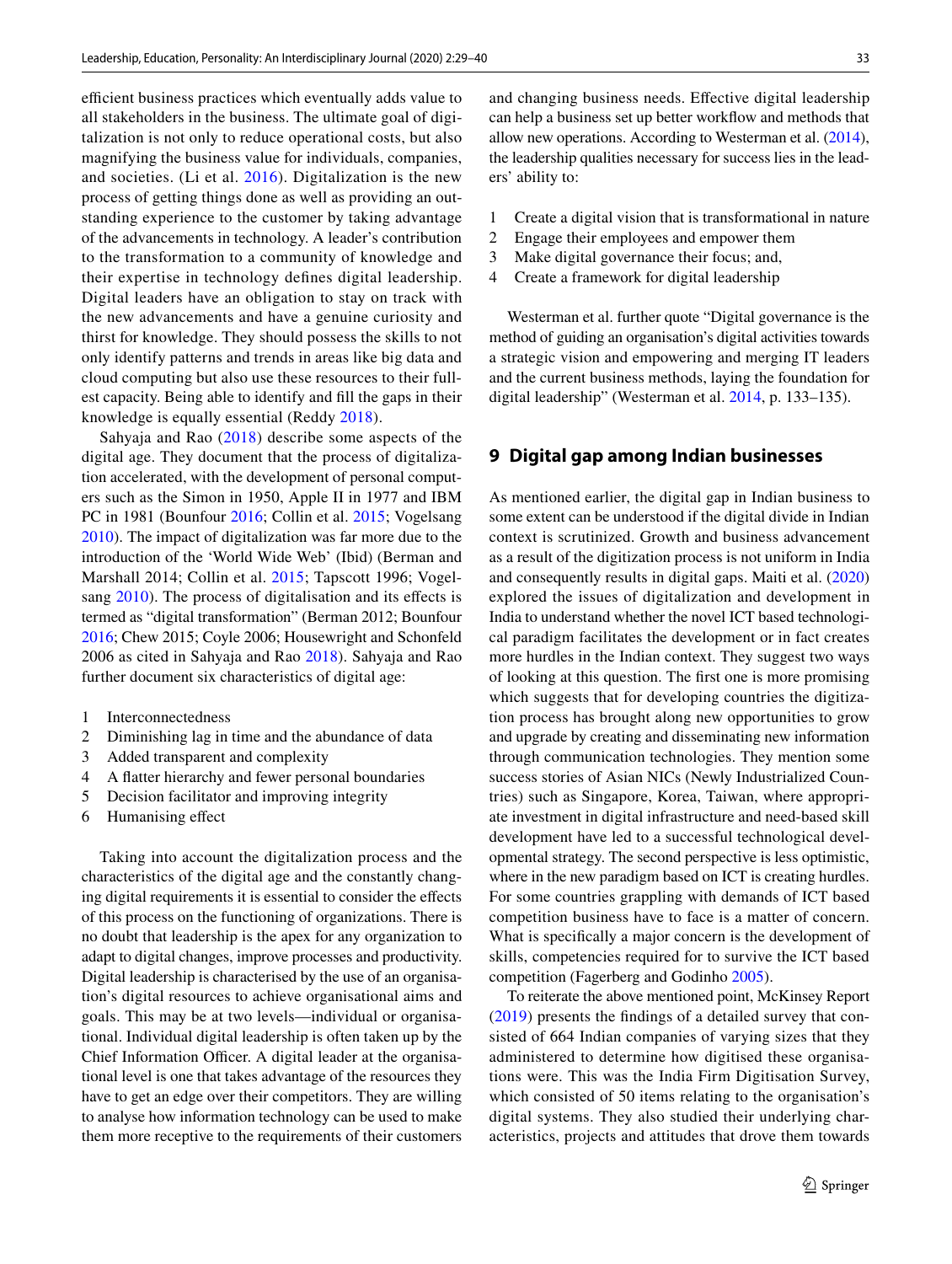efficient business practices which eventually adds value to all stakeholders in the business. The ultimate goal of digitalization is not only to reduce operational costs, but also magnifying the business value for individuals, companies, and societies. (Li et al. 2016). Digitalization is the new process of getting things done as well as providing an outstanding experience to the customer by taking advantage of the advancements in technology. A leader's contribution to the transformation to a community of knowledge and their expertise in technology defines digital leadership. Digital leaders have an obligation to stay on track with the new advancements and have a genuine curiosity and thirst for knowledge. They should possess the skills to not only identify patterns and trends in areas like big data and cloud computing but also use these resources to their fullest capacity. Being able to identify and fill the gaps in their knowledge is equally essential (Reddy 2018).

Sahyaja and Rao (2018) describe some aspects of the digital age. They document that the process of digitalization accelerated, with the development of personal computers such as the Simon in 1950, Apple II in 1977 and IBM PC in 1981 (Bounfour 2016; Collin et al. 2015; Vogelsang 2010). The impact of digitalization was far more due to the introduction of the 'World Wide Web' (Ibid) (Berman and Marshall 2014; Collin et al. 2015; Tapscott 1996; Vogelsang 2010). The process of digitalisation and its effects is termed as "digital transformation" (Berman 2012; Bounfour 2016; Chew 2015; Coyle 2006; Housewright and Schonfeld 2006 as cited in Sahyaja and Rao 2018). Sahyaja and Rao further document six characteristics of digital age:

1. Interconnectedness
2. Diminishing lag in time and the abundance of data
3. Added transparent and complexity
4. A flatter hierarchy and fewer personal boundaries
5. Decision facilitator and improving integrity
6. Humanising effect

Taking into account the digitalization process and the characteristics of the digital age and the constantly changing digital requirements it is essential to consider the effects of this process on the functioning of organizations. There is no doubt that leadership is the apex for any organization to adapt to digital changes, improve processes and productivity. Digital leadership is characterised by the use of an organisation's digital resources to achieve organisational aims and goals. This may be at two levels—individual or organisational. Individual digital leadership is often taken up by the Chief Information Officer. A digital leader at the organisational level is one that takes advantage of the resources they have to get an edge over their competitors. They are willing to analyse how information technology can be used to make them more receptive to the requirements of their customers and changing business needs. Effective digital leadership can help a business set up better workflow and methods that allow new operations. According to Westerman et al. (2014), the leadership qualities necessary for success lies in the leaders' ability to:

1. Create a digital vision that is transformational in nature
2. Engage their employees and empower them
3. Make digital governance their focus; and,
4. Create a framework for digital leadership

Westerman et al. further quote "Digital governance is the method of guiding an organisation's digital activities towards a strategic vision and empowering and merging IT leaders and the current business methods, laying the foundation for digital leadership" (Westerman et al. 2014, p. 133–135).

## 9 Digital gap among Indian businesses

As mentioned earlier, the digital gap in Indian business to some extent can be understood if the digital divide in Indian context is scrutinized. Growth and business advancement as a result of the digitization process is not uniform in India and consequently results in digital gaps. Maiti et al. (2020) explored the issues of digitalization and development in India to understand whether the novel ICT based technological paradigm facilitates the development or in fact creates more hurdles in the Indian context. They suggest two ways of looking at this question. The first one is more promising which suggests that for developing countries the digitization process has brought along new opportunities to grow and upgrade by creating and disseminating new information through communication technologies. They mention some success stories of Asian NICs (Newly Industrialized Countries) such as Singapore, Korea, Taiwan, where appropriate investment in digital infrastructure and need-based skill development have led to a successful technological developmental strategy. The second perspective is less optimistic, where in the new paradigm based on ICT is creating hurdles. For some countries grappling with demands of ICT based competition business have to face is a matter of concern. What is specifically a major concern is the development of skills, competencies required for to survive the ICT based competition (Fagerberg and Godinho 2005).

To reiterate the above mentioned point, McKinsey Report (2019) presents the findings of a detailed survey that consisted of 664 Indian companies of varying sizes that they administered to determine how digitised these organisations were. This was the India Firm Digitisation Survey, which consisted of 50 items relating to the organisation's digital systems. They also studied their underlying characteristics, projects and attitudes that drove them towards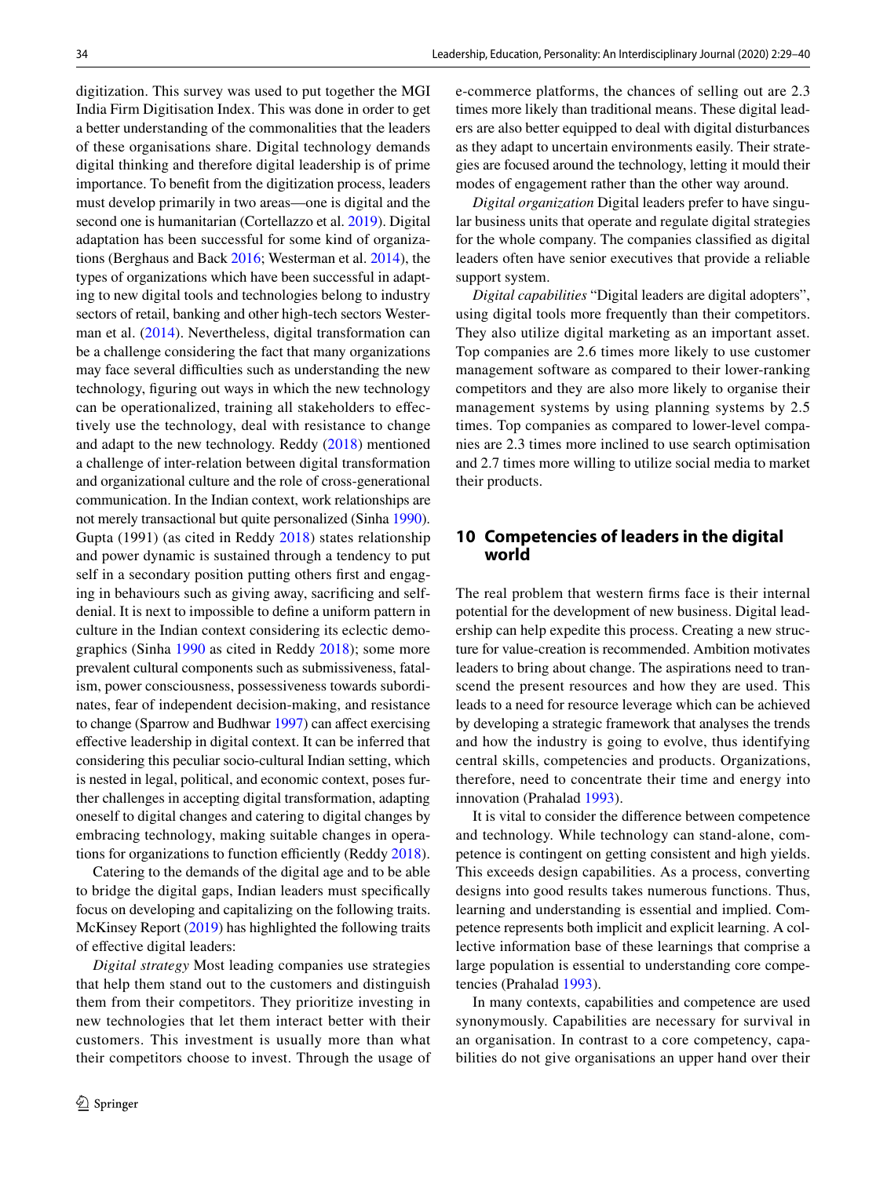digitization. This survey was used to put together the MGI India Firm Digitisation Index. This was done in order to get a better understanding of the commonalities that the leaders of these organisations share. Digital technology demands digital thinking and therefore digital leadership is of prime importance. To benefit from the digitization process, leaders must develop primarily in two areas—one is digital and the second one is humanitarian (Cortellazzo et al. 2019). Digital adaptation has been successful for some kind of organizations (Berghaus and Back 2016; Westerman et al. 2014), the types of organizations which have been successful in adapting to new digital tools and technologies belong to industry sectors of retail, banking and other high-tech sectors Westerman et al. (2014). Nevertheless, digital transformation can be a challenge considering the fact that many organizations may face several difficulties such as understanding the new technology, figuring out ways in which the new technology can be operationalized, training all stakeholders to effectively use the technology, deal with resistance to change and adapt to the new technology. Reddy (2018) mentioned a challenge of inter-relation between digital transformation and organizational culture and the role of cross-generational communication. In the Indian context, work relationships are not merely transactional but quite personalized (Sinha 1990). Gupta (1991) (as cited in Reddy 2018) states relationship and power dynamic is sustained through a tendency to put self in a secondary position putting others first and engaging in behaviours such as giving away, sacrificing and self-denial. It is next to impossible to define a uniform pattern in culture in the Indian context considering its eclectic demographics (Sinha 1990 as cited in Reddy 2018); some more prevalent cultural components such as submissiveness, fatalism, power consciousness, possessiveness towards subordinates, fear of independent decision-making, and resistance to change (Sparrow and Budhwar 1997) can affect exercising effective leadership in digital context. It can be inferred that considering this peculiar socio-cultural Indian setting, which is nested in legal, political, and economic context, poses further challenges in accepting digital transformation, adapting oneself to digital changes and catering to digital changes by embracing technology, making suitable changes in operations for organizations to function efficiently (Reddy 2018).

Catering to the demands of the digital age and to be able to bridge the digital gaps, Indian leaders must specifically focus on developing and capitalizing on the following traits. McKinsey Report (2019) has highlighted the following traits of effective digital leaders:

*Digital strategy* Most leading companies use strategies that help them stand out to the customers and distinguish them from their competitors. They prioritize investing in new technologies that let them interact better with their customers. This investment is usually more than what their competitors choose to invest. Through the usage of e-commerce platforms, the chances of selling out are 2.3 times more likely than traditional means. These digital leaders are also better equipped to deal with digital disturbances as they adapt to uncertain environments easily. Their strategies are focused around the technology, letting it mould their modes of engagement rather than the other way around.

*Digital organization* Digital leaders prefer to have singular business units that operate and regulate digital strategies for the whole company. The companies classified as digital leaders often have senior executives that provide a reliable support system.

*Digital capabilities* "Digital leaders are digital adopters", using digital tools more frequently than their competitors. They also utilize digital marketing as an important asset. Top companies are 2.6 times more likely to use customer management software as compared to their lower-ranking competitors and they are also more likely to organise their management systems by using planning systems by 2.5 times. Top companies as compared to lower-level companies are 2.3 times more inclined to use search optimisation and 2.7 times more willing to utilize social media to market their products.

## 10 Competencies of leaders in the digital world

The real problem that western firms face is their internal potential for the development of new business. Digital leadership can help expedite this process. Creating a new structure for value-creation is recommended. Ambition motivates leaders to bring about change. The aspirations need to transcend the present resources and how they are used. This leads to a need for resource leverage which can be achieved by developing a strategic framework that analyses the trends and how the industry is going to evolve, thus identifying central skills, competencies and products. Organizations, therefore, need to concentrate their time and energy into innovation (Prahalad 1993).

It is vital to consider the difference between competence and technology. While technology can stand-alone, competence is contingent on getting consistent and high yields. This exceeds design capabilities. As a process, converting designs into good results takes numerous functions. Thus, learning and understanding is essential and implied. Competence represents both implicit and explicit learning. A collective information base of these learnings that comprise a large population is essential to understanding core competencies (Prahalad 1993).

In many contexts, capabilities and competence are used synonymously. Capabilities are necessary for survival in an organisation. In contrast to a core competency, capabilities do not give organisations an upper hand over their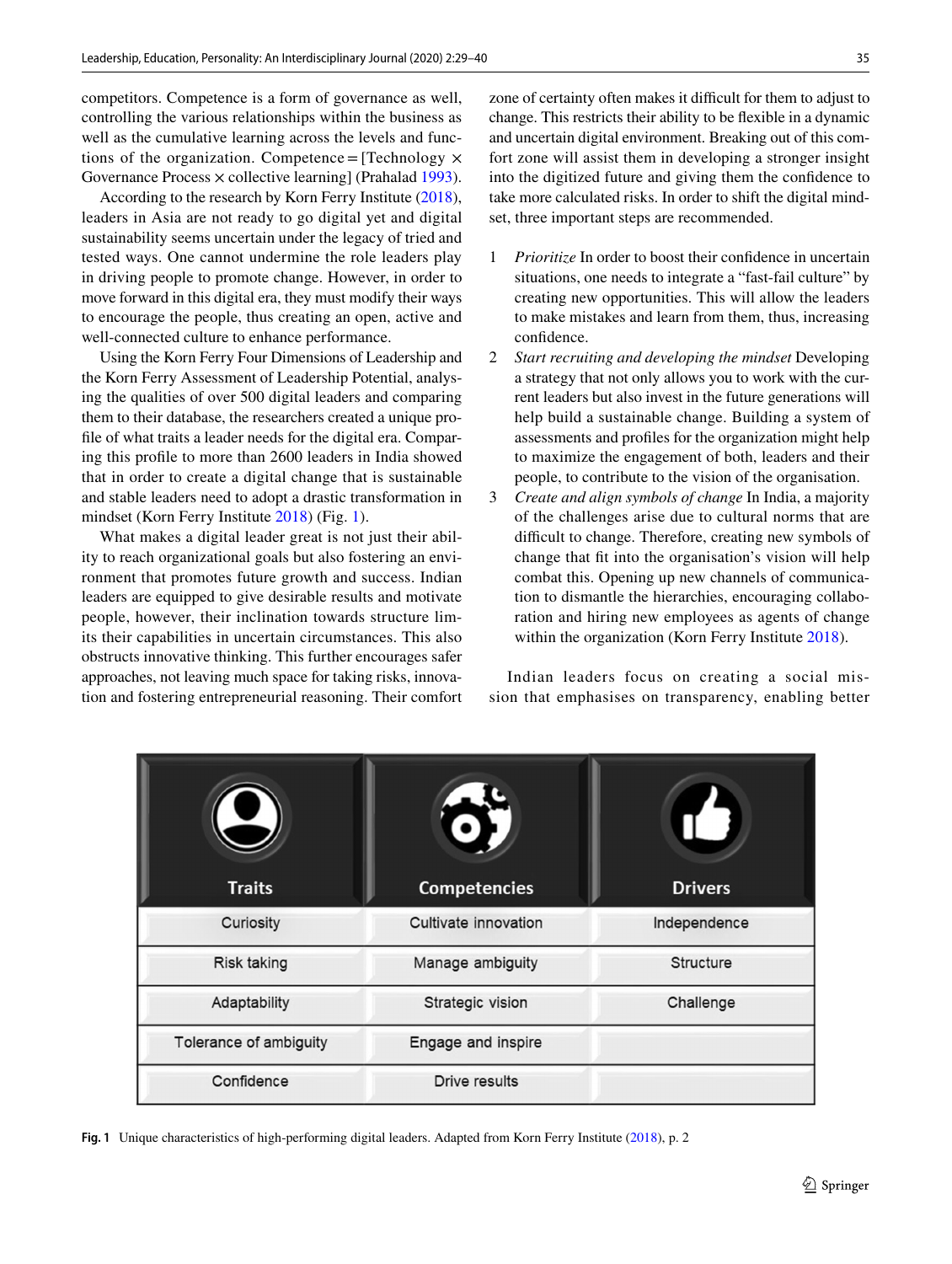competitors. Competence is a form of governance as well, controlling the various relationships within the business as well as the cumulative learning across the levels and functions of the organization. Competence = [Technology × Governance Process × collective learning] (Prahalad 1993).

According to the research by Korn Ferry Institute (2018), leaders in Asia are not ready to go digital yet and digital sustainability seems uncertain under the legacy of tried and tested ways. One cannot undermine the role leaders play in driving people to promote change. However, in order to move forward in this digital era, they must modify their ways to encourage the people, thus creating an open, active and well-connected culture to enhance performance.

Using the Korn Ferry Four Dimensions of Leadership and the Korn Ferry Assessment of Leadership Potential, analysing the qualities of over 500 digital leaders and comparing them to their database, the researchers created a unique profile of what traits a leader needs for the digital era. Comparing this profile to more than 2600 leaders in India showed that in order to create a digital change that is sustainable and stable leaders need to adopt a drastic transformation in mindset (Korn Ferry Institute 2018) (Fig. 1).

What makes a digital leader great is not just their ability to reach organizational goals but also fostering an environment that promotes future growth and success. Indian leaders are equipped to give desirable results and motivate people, however, their inclination towards structure limits their capabilities in uncertain circumstances. This also obstructs innovative thinking. This further encourages safer approaches, not leaving much space for taking risks, innovation and fostering entrepreneurial reasoning. Their comfort zone of certainty often makes it difficult for them to adjust to change. This restricts their ability to be flexible in a dynamic and uncertain digital environment. Breaking out of this comfort zone will assist them in developing a stronger insight into the digitized future and giving them the confidence to take more calculated risks. In order to shift the digital mindset, three important steps are recommended.

1. *Prioritize* In order to boost their confidence in uncertain situations, one needs to integrate a "fast-fail culture" by creating new opportunities. This will allow the leaders to make mistakes and learn from them, thus, increasing confidence.
2. *Start recruiting and developing the mindset* Developing a strategy that not only allows you to work with the current leaders but also invest in the future generations will help build a sustainable change. Building a system of assessments and profiles for the organization might help to maximize the engagement of both, leaders and their people, to contribute to the vision of the organisation.
3. *Create and align symbols of change* In India, a majority of the challenges arise due to cultural norms that are difficult to change. Therefore, creating new symbols of change that fit into the organisation's vision will help combat this. Opening up new channels of communication to dismantle the hierarchies, encouraging collaboration and hiring new employees as agents of change within the organization (Korn Ferry Institute 2018).

Indian leaders focus on creating a social mission that emphasises on transparency, enabling better

| Traits | Competencies | Drivers |
|---|---|---|
| Curiosity | Cultivate innovation | Independence |
| Risk taking | Manage ambiguity | Structure |
| Adaptability | Strategic vision | Challenge |
| Tolerance of ambiguity | Engage and inspire | |
| Confidence | Drive results | |

**Fig. 1** Unique characteristics of high-performing digital leaders. Adapted from Korn Ferry Institute (2018), p. 2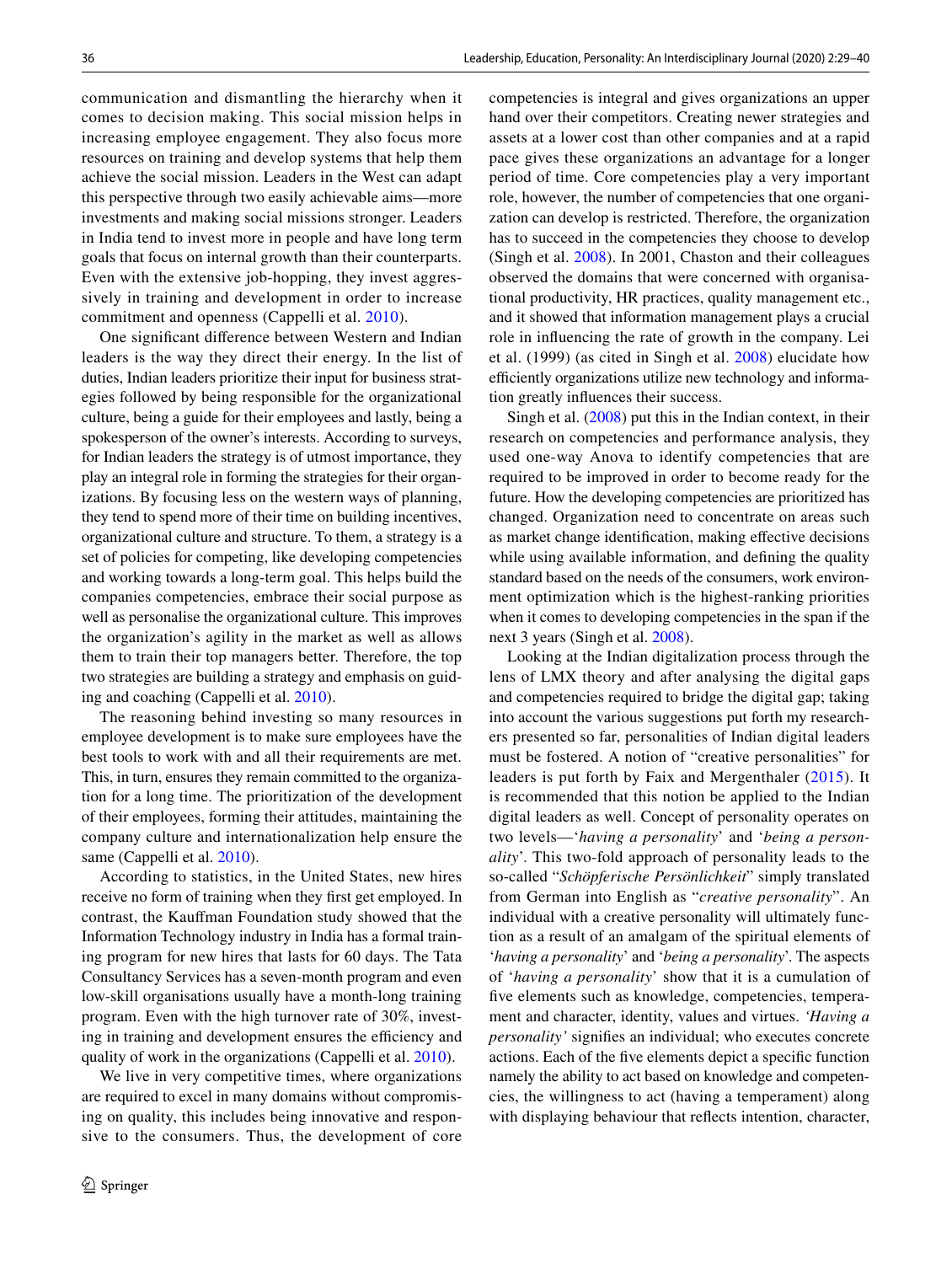communication and dismantling the hierarchy when it comes to decision making. This social mission helps in increasing employee engagement. They also focus more resources on training and develop systems that help them achieve the social mission. Leaders in the West can adapt this perspective through two easily achievable aims—more investments and making social missions stronger. Leaders in India tend to invest more in people and have long term goals that focus on internal growth than their counterparts. Even with the extensive job-hopping, they invest aggressively in training and development in order to increase commitment and openness (Cappelli et al. 2010).

One significant difference between Western and Indian leaders is the way they direct their energy. In the list of duties, Indian leaders prioritize their input for business strategies followed by being responsible for the organizational culture, being a guide for their employees and lastly, being a spokesperson of the owner's interests. According to surveys, for Indian leaders the strategy is of utmost importance, they play an integral role in forming the strategies for their organizations. By focusing less on the western ways of planning, they tend to spend more of their time on building incentives, organizational culture and structure. To them, a strategy is a set of policies for competing, like developing competencies and working towards a long-term goal. This helps build the companies competencies, embrace their social purpose as well as personalise the organizational culture. This improves the organization's agility in the market as well as allows them to train their top managers better. Therefore, the top two strategies are building a strategy and emphasis on guiding and coaching (Cappelli et al. 2010).

The reasoning behind investing so many resources in employee development is to make sure employees have the best tools to work with and all their requirements are met. This, in turn, ensures they remain committed to the organization for a long time. The prioritization of the development of their employees, forming their attitudes, maintaining the company culture and internationalization help ensure the same (Cappelli et al. 2010).

According to statistics, in the United States, new hires receive no form of training when they first get employed. In contrast, the Kauffman Foundation study showed that the Information Technology industry in India has a formal training program for new hires that lasts for 60 days. The Tata Consultancy Services has a seven-month program and even low-skill organisations usually have a month-long training program. Even with the high turnover rate of 30%, investing in training and development ensures the efficiency and quality of work in the organizations (Cappelli et al. 2010).

We live in very competitive times, where organizations are required to excel in many domains without compromising on quality, this includes being innovative and responsive to the consumers. Thus, the development of core competencies is integral and gives organizations an upper hand over their competitors. Creating newer strategies and assets at a lower cost than other companies and at a rapid pace gives these organizations an advantage for a longer period of time. Core competencies play a very important role, however, the number of competencies that one organization can develop is restricted. Therefore, the organization has to succeed in the competencies they choose to develop (Singh et al. 2008). In 2001, Chaston and their colleagues observed the domains that were concerned with organisational productivity, HR practices, quality management etc., and it showed that information management plays a crucial role in influencing the rate of growth in the company. Lei et al. (1999) (as cited in Singh et al. 2008) elucidate how efficiently organizations utilize new technology and information greatly influences their success.

Singh et al. (2008) put this in the Indian context, in their research on competencies and performance analysis, they used one-way Anova to identify competencies that are required to be improved in order to become ready for the future. How the developing competencies are prioritized has changed. Organization need to concentrate on areas such as market change identification, making effective decisions while using available information, and defining the quality standard based on the needs of the consumers, work environment optimization which is the highest-ranking priorities when it comes to developing competencies in the span if the next 3 years (Singh et al. 2008).

Looking at the Indian digitalization process through the lens of LMX theory and after analysing the digital gaps and competencies required to bridge the digital gap; taking into account the various suggestions put forth my researchers presented so far, personalities of Indian digital leaders must be fostered. A notion of "creative personalities" for leaders is put forth by Faix and Mergenthaler (2015). It is recommended that this notion be applied to the Indian digital leaders as well. Concept of personality operates on two levels—'*having a personality*' and '*being a personality*'. This two-fold approach of personality leads to the so-called "*Schöpferische Persönlichkeit*" simply translated from German into English as "*creative personality*". An individual with a creative personality will ultimately function as a result of an amalgam of the spiritual elements of '*having a personality*' and '*being a personality*'. The aspects of '*having a personality*' show that it is a cumulation of five elements such as knowledge, competencies, temperament and character, identity, values and virtues. *'Having a personality'* signifies an individual; who executes concrete actions. Each of the five elements depict a specific function namely the ability to act based on knowledge and competencies, the willingness to act (having a temperament) along with displaying behaviour that reflects intention, character,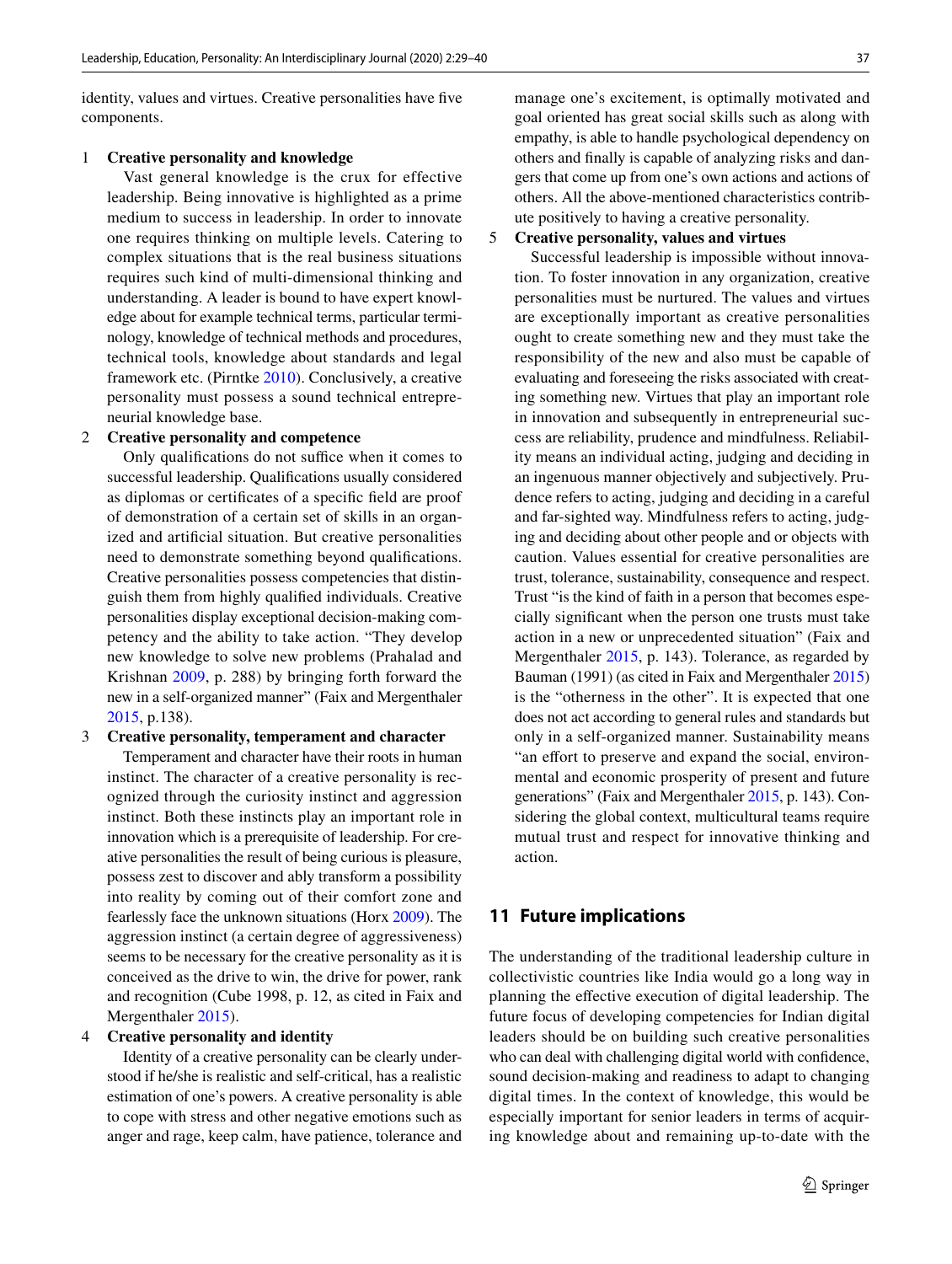identity, values and virtues. Creative personalities have five components.

1. **Creative personality and knowledge**

   Vast general knowledge is the crux for effective leadership. Being innovative is highlighted as a prime medium to success in leadership. In order to innovate one requires thinking on multiple levels. Catering to complex situations that is the real business situations requires such kind of multi-dimensional thinking and understanding. A leader is bound to have expert knowledge about for example technical terms, particular terminology, knowledge of technical methods and procedures, technical tools, knowledge about standards and legal framework etc. (Pirntke 2010). Conclusively, a creative personality must possess a sound technical entrepreneurial knowledge base.

2. **Creative personality and competence**

   Only qualifications do not suffice when it comes to successful leadership. Qualifications usually considered as diplomas or certificates of a specific field are proof of demonstration of a certain set of skills in an organized and artificial situation. But creative personalities need to demonstrate something beyond qualifications. Creative personalities possess competencies that distinguish them from highly qualified individuals. Creative personalities display exceptional decision-making competency and the ability to take action. "They develop new knowledge to solve new problems (Prahalad and Krishnan 2009, p. 288) by bringing forth forward the new in a self-organized manner" (Faix and Mergenthaler 2015, p.138).

3. **Creative personality, temperament and character**

   Temperament and character have their roots in human instinct. The character of a creative personality is recognized through the curiosity instinct and aggression instinct. Both these instincts play an important role in innovation which is a prerequisite of leadership. For creative personalities the result of being curious is pleasure, possess zest to discover and ably transform a possibility into reality by coming out of their comfort zone and fearlessly face the unknown situations (Horx 2009). The aggression instinct (a certain degree of aggressiveness) seems to be necessary for the creative personality as it is conceived as the drive to win, the drive for power, rank and recognition (Cube 1998, p. 12, as cited in Faix and Mergenthaler 2015).

4. **Creative personality and identity**

   Identity of a creative personality can be clearly understood if he/she is realistic and self-critical, has a realistic estimation of one's powers. A creative personality is able to cope with stress and other negative emotions such as anger and rage, keep calm, have patience, tolerance and manage one's excitement, is optimally motivated and goal oriented has great social skills such as along with empathy, is able to handle psychological dependency on others and finally is capable of analyzing risks and dangers that come up from one's own actions and actions of others. All the above-mentioned characteristics contribute positively to having a creative personality.

5. **Creative personality, values and virtues**

   Successful leadership is impossible without innovation. To foster innovation in any organization, creative personalities must be nurtured. The values and virtues are exceptionally important as creative personalities ought to create something new and they must take the responsibility of the new and also must be capable of evaluating and foreseeing the risks associated with creating something new. Virtues that play an important role in innovation and subsequently in entrepreneurial success are reliability, prudence and mindfulness. Reliability means an individual acting, judging and deciding in an ingenuous manner objectively and subjectively. Prudence refers to acting, judging and deciding in a careful and far-sighted way. Mindfulness refers to acting, judging and deciding about other people and or objects with caution. Values essential for creative personalities are trust, tolerance, sustainability, consequence and respect. Trust "is the kind of faith in a person that becomes especially significant when the person one trusts must take action in a new or unprecedented situation" (Faix and Mergenthaler 2015, p. 143). Tolerance, as regarded by Bauman (1991) (as cited in Faix and Mergenthaler 2015) is the "otherness in the other". It is expected that one does not act according to general rules and standards but only in a self-organized manner. Sustainability means "an effort to preserve and expand the social, environmental and economic prosperity of present and future generations" (Faix and Mergenthaler 2015, p. 143). Considering the global context, multicultural teams require mutual trust and respect for innovative thinking and action.

## 11 Future implications

The understanding of the traditional leadership culture in collectivistic countries like India would go a long way in planning the effective execution of digital leadership. The future focus of developing competencies for Indian digital leaders should be on building such creative personalities who can deal with challenging digital world with confidence, sound decision-making and readiness to adapt to changing digital times. In the context of knowledge, this would be especially important for senior leaders in terms of acquiring knowledge about and remaining up-to-date with the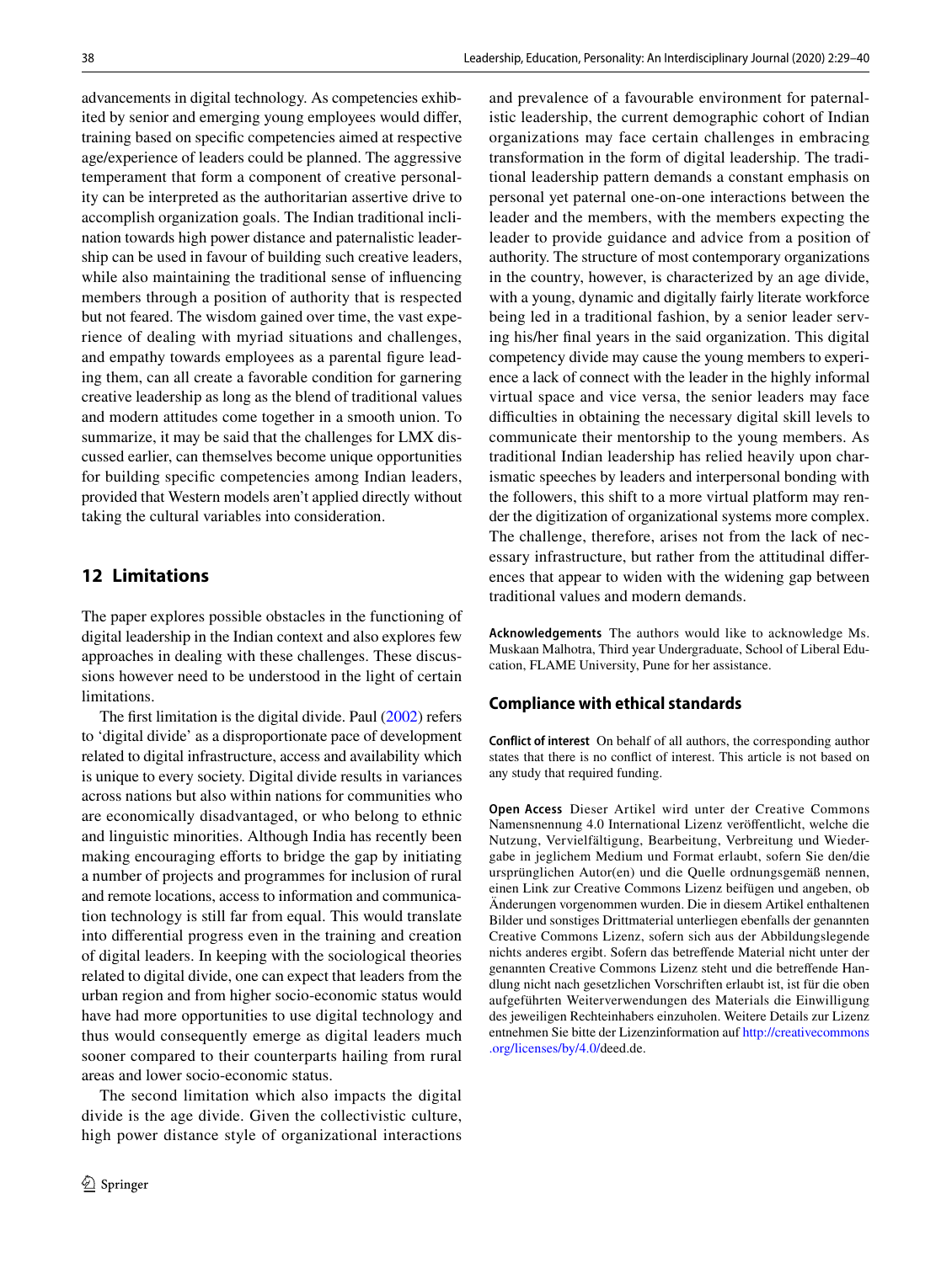advancements in digital technology. As competencies exhibited by senior and emerging young employees would differ, training based on specific competencies aimed at respective age/experience of leaders could be planned. The aggressive temperament that form a component of creative personality can be interpreted as the authoritarian assertive drive to accomplish organization goals. The Indian traditional inclination towards high power distance and paternalistic leadership can be used in favour of building such creative leaders, while also maintaining the traditional sense of influencing members through a position of authority that is respected but not feared. The wisdom gained over time, the vast experience of dealing with myriad situations and challenges, and empathy towards employees as a parental figure leading them, can all create a favorable condition for garnering creative leadership as long as the blend of traditional values and modern attitudes come together in a smooth union. To summarize, it may be said that the challenges for LMX discussed earlier, can themselves become unique opportunities for building specific competencies among Indian leaders, provided that Western models aren't applied directly without taking the cultural variables into consideration.

## 12 Limitations

The paper explores possible obstacles in the functioning of digital leadership in the Indian context and also explores few approaches in dealing with these challenges. These discussions however need to be understood in the light of certain limitations.

The first limitation is the digital divide. Paul (2002) refers to 'digital divide' as a disproportionate pace of development related to digital infrastructure, access and availability which is unique to every society. Digital divide results in variances across nations but also within nations for communities who are economically disadvantaged, or who belong to ethnic and linguistic minorities. Although India has recently been making encouraging efforts to bridge the gap by initiating a number of projects and programmes for inclusion of rural and remote locations, access to information and communication technology is still far from equal. This would translate into differential progress even in the training and creation of digital leaders. In keeping with the sociological theories related to digital divide, one can expect that leaders from the urban region and from higher socio-economic status would have had more opportunities to use digital technology and thus would consequently emerge as digital leaders much sooner compared to their counterparts hailing from rural areas and lower socio-economic status.

The second limitation which also impacts the digital divide is the age divide. Given the collectivistic culture, high power distance style of organizational interactions and prevalence of a favourable environment for paternalistic leadership, the current demographic cohort of Indian organizations may face certain challenges in embracing transformation in the form of digital leadership. The traditional leadership pattern demands a constant emphasis on personal yet paternal one-on-one interactions between the leader and the members, with the members expecting the leader to provide guidance and advice from a position of authority. The structure of most contemporary organizations in the country, however, is characterized by an age divide, with a young, dynamic and digitally fairly literate workforce being led in a traditional fashion, by a senior leader serving his/her final years in the said organization. This digital competency divide may cause the young members to experience a lack of connect with the leader in the highly informal virtual space and vice versa, the senior leaders may face difficulties in obtaining the necessary digital skill levels to communicate their mentorship to the young members. As traditional Indian leadership has relied heavily upon charismatic speeches by leaders and interpersonal bonding with the followers, this shift to a more virtual platform may render the digitization of organizational systems more complex. The challenge, therefore, arises not from the lack of necessary infrastructure, but rather from the attitudinal differences that appear to widen with the widening gap between traditional values and modern demands.

**Acknowledgements** The authors would like to acknowledge Ms. Muskaan Malhotra, Third year Undergraduate, School of Liberal Education, FLAME University, Pune for her assistance.

### Compliance with ethical standards

**Conflict of interest** On behalf of all authors, the corresponding author states that there is no conflict of interest. This article is not based on any study that required funding.

**Open Access** Dieser Artikel wird unter der Creative Commons Namensnennung 4.0 International Lizenz veröffentlicht, welche die Nutzung, Vervielfältigung, Bearbeitung, Verbreitung und Wiedergabe in jeglichem Medium und Format erlaubt, sofern Sie den/die ursprünglichen Autor(en) und die Quelle ordnungsgemäß nennen, einen Link zur Creative Commons Lizenz beifügen und angeben, ob Änderungen vorgenommen wurden. Die in diesem Artikel enthaltenen Bilder und sonstiges Drittmaterial unterliegen ebenfalls der genannten Creative Commons Lizenz, sofern sich aus der Abbildungslegende nichts anderes ergibt. Sofern das betreffende Material nicht unter der genannten Creative Commons Lizenz steht und die betreffende Handlung nicht nach gesetzlichen Vorschriften erlaubt ist, ist für die oben aufgeführten Weiterverwendungen des Materials die Einwilligung des jeweiligen Rechteinhabers einzuholen. Weitere Details zur Lizenz entnehmen Sie bitte der Lizenzinformation auf http://creativecommons.org/licenses/by/4.0/deed.de.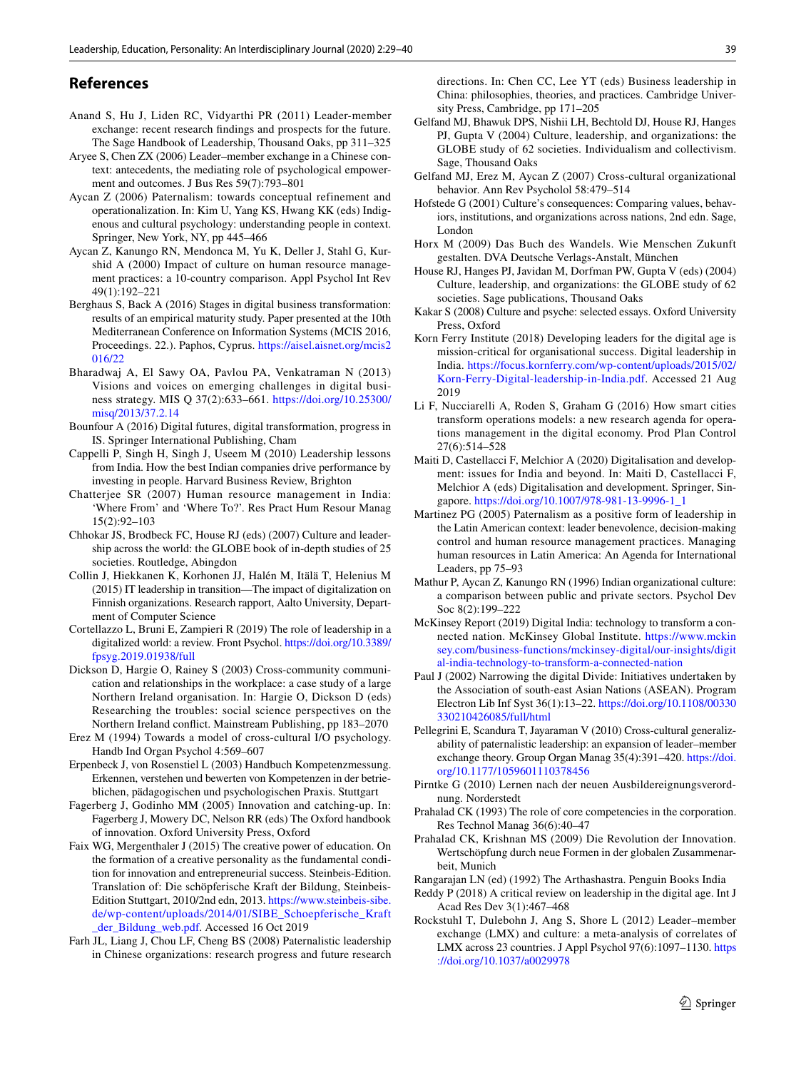## References

Anand S, Hu J, Liden RC, Vidyarthi PR (2011) Leader-member exchange: recent research findings and prospects for the future. The Sage Handbook of Leadership, Thousand Oaks, pp 311–325

Aryee S, Chen ZX (2006) Leader–member exchange in a Chinese context: antecedents, the mediating role of psychological empowerment and outcomes. J Bus Res 59(7):793–801

Aycan Z (2006) Paternalism: towards conceptual refinement and operationalization. In: Kim U, Yang KS, Hwang KK (eds) Indigenous and cultural psychology: understanding people in context. Springer, New York, NY, pp 445–466

Aycan Z, Kanungo RN, Mendonca M, Yu K, Deller J, Stahl G, Kurshid A (2000) Impact of culture on human resource management practices: a 10-country comparison. Appl Psychol Int Rev 49(1):192–221

Berghaus S, Back A (2016) Stages in digital business transformation: results of an empirical maturity study. Paper presented at the 10th Mediterranean Conference on Information Systems (MCIS 2016, Proceedings. 22.). Paphos, Cyprus. https://aisel.aisnet.org/mcis2016/22

Bharadwaj A, El Sawy OA, Pavlou PA, Venkatraman N (2013) Visions and voices on emerging challenges in digital business strategy. MIS Q 37(2):633–661. https://doi.org/10.25300/misq/2013/37.2.14

Bounfour A (2016) Digital futures, digital transformation, progress in IS. Springer International Publishing, Cham

Cappelli P, Singh H, Singh J, Useem M (2010) Leadership lessons from India. How the best Indian companies drive performance by investing in people. Harvard Business Review, Brighton

Chatterjee SR (2007) Human resource management in India: 'Where From' and 'Where To?'. Res Pract Hum Resour Manag 15(2):92–103

Chhokar JS, Brodbeck FC, House RJ (eds) (2007) Culture and leadership across the world: the GLOBE book of in-depth studies of 25 societies. Routledge, Abingdon

Collin J, Hiekkanen K, Korhonen JJ, Halén M, Itälä T, Helenius M (2015) IT leadership in transition—The impact of digitalization on Finnish organizations. Research rapport, Aalto University, Department of Computer Science

Cortellazzo L, Bruni E, Zampieri R (2019) The role of leadership in a digitalized world: a review. Front Psychol. https://doi.org/10.3389/fpsyg.2019.01938/full

Dickson D, Hargie O, Rainey S (2003) Cross-community communication and relationships in the workplace: a case study of a large Northern Ireland organisation. In: Hargie O, Dickson D (eds) Researching the troubles: social science perspectives on the Northern Ireland conflict. Mainstream Publishing, pp 183–2070

Erez M (1994) Towards a model of cross-cultural I/O psychology. Handb Ind Organ Psychol 4:569–607

Erpenbeck J, von Rosenstiel L (2003) Handbuch Kompetenzmessung. Erkennen, verstehen und bewerten von Kompetenzen in der betrieblichen, pädagogischen und psychologischen Praxis. Stuttgart

Fagerberg J, Godinho MM (2005) Innovation and catching-up. In: Fagerberg J, Mowery DC, Nelson RR (eds) The Oxford handbook of innovation. Oxford University Press, Oxford

Faix WG, Mergenthaler J (2015) The creative power of education. On the formation of a creative personality as the fundamental condition for innovation and entrepreneurial success. Steinbeis-Edition. Translation of: Die schöpferische Kraft der Bildung, Steinbeis-Edition Stuttgart, 2010/2nd edn, 2013. https://www.steinbeis-sibe.de/wp-content/uploads/2014/01/SIBE_Schoepferische_Kraft_der_Bildung_web.pdf. Accessed 16 Oct 2019

Farh JL, Liang J, Chou LF, Cheng BS (2008) Paternalistic leadership in Chinese organizations: research progress and future research directions. In: Chen CC, Lee YT (eds) Business leadership in China: philosophies, theories, and practices. Cambridge University Press, Cambridge, pp 171–205

Gelfand MJ, Bhawuk DPS, Nishii LH, Bechtold DJ, House RJ, Hanges PJ, Gupta V (2004) Culture, leadership, and organizations: the GLOBE study of 62 societies. Individualism and collectivism. Sage, Thousand Oaks

Gelfand MJ, Erez M, Aycan Z (2007) Cross-cultural organizational behavior. Ann Rev Psycholol 58:479–514

Hofstede G (2001) Culture's consequences: Comparing values, behaviors, institutions, and organizations across nations, 2nd edn. Sage, London

Horx M (2009) Das Buch des Wandels. Wie Menschen Zukunft gestalten. DVA Deutsche Verlags-Anstalt, München

House RJ, Hanges PJ, Javidan M, Dorfman PW, Gupta V (eds) (2004) Culture, leadership, and organizations: the GLOBE study of 62 societies. Sage publications, Thousand Oaks

Kakar S (2008) Culture and psyche: selected essays. Oxford University Press, Oxford

Korn Ferry Institute (2018) Developing leaders for the digital age is mission-critical for organisational success. Digital leadership in India. https://focus.kornferry.com/wp-content/uploads/2015/02/Korn-Ferry-Digital-leadership-in-India.pdf. Accessed 21 Aug 2019

Li F, Nucciarelli A, Roden S, Graham G (2016) How smart cities transform operations models: a new research agenda for operations management in the digital economy. Prod Plan Control 27(6):514–528

Maiti D, Castellacci F, Melchior A (2020) Digitalisation and development: issues for India and beyond. In: Maiti D, Castellacci F, Melchior A (eds) Digitalisation and development. Springer, Singapore. https://doi.org/10.1007/978-981-13-9996-1_1

Martinez PG (2005) Paternalism as a positive form of leadership in the Latin American context: leader benevolence, decision-making control and human resource management practices. Managing human resources in Latin America: An Agenda for International Leaders, pp 75–93

Mathur P, Aycan Z, Kanungo RN (1996) Indian organizational culture: a comparison between public and private sectors. Psychol Dev Soc 8(2):199–222

McKinsey Report (2019) Digital India: technology to transform a connected nation. McKinsey Global Institute. https://www.mckinsey.com/business-functions/mckinsey-digital/our-insights/digital-india-technology-to-transform-a-connected-nation

Paul J (2002) Narrowing the digital Divide: Initiatives undertaken by the Association of south-east Asian Nations (ASEAN). Program Electron Lib Inf Syst 36(1):13–22. https://doi.org/10.1108/00330330210426085/full/html

Pellegrini E, Scandura T, Jayaraman V (2010) Cross-cultural generalizability of paternalistic leadership: an expansion of leader–member exchange theory. Group Organ Manag 35(4):391–420. https://doi.org/10.1177/1059601110378456

Pirntke G (2010) Lernen nach der neuen Ausbildereignungsverordnung. Norderstedt

Prahalad CK (1993) The role of core competencies in the corporation. Res Technol Manag 36(6):40–47

Prahalad CK, Krishnan MS (2009) Die Revolution der Innovation. Wertschöpfung durch neue Formen in der globalen Zusammenarbeit, Munich

Rangarajan LN (ed) (1992) The Arthashastra. Penguin Books India

Reddy P (2018) A critical review on leadership in the digital age. Int J Acad Res Dev 3(1):467–468

Rockstuhl T, Dulebohn J, Ang S, Shore L (2012) Leader–member exchange (LMX) and culture: a meta-analysis of correlates of LMX across 23 countries. J Appl Psychol 97(6):1097–1130. https://doi.org/10.1037/a0029978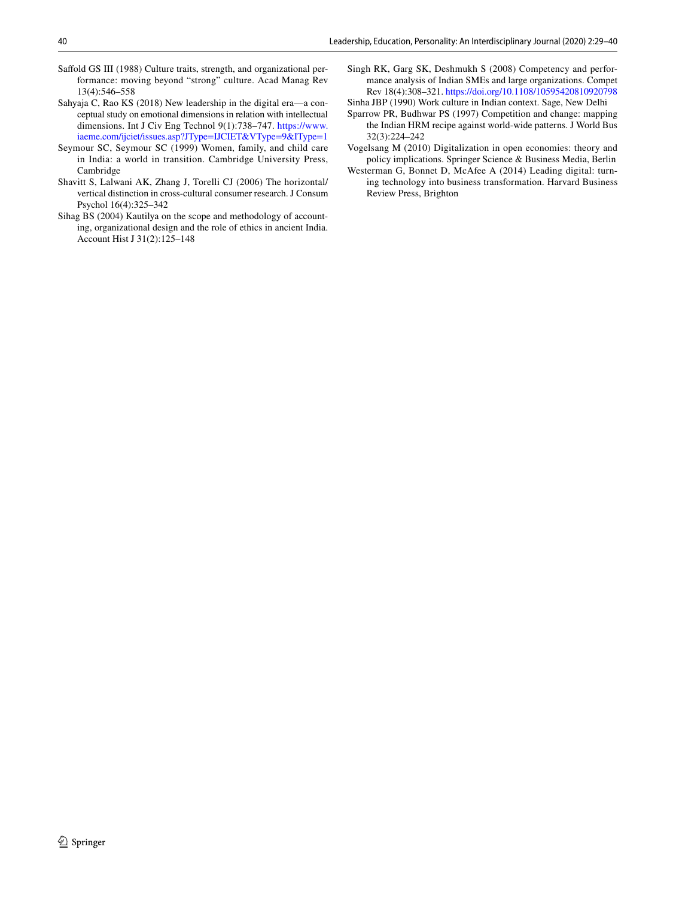Saffold GS III (1988) Culture traits, strength, and organizational performance: moving beyond "strong" culture. Acad Manag Rev 13(4):546–558

Sahyaja C, Rao KS (2018) New leadership in the digital era—a conceptual study on emotional dimensions in relation with intellectual dimensions. Int J Civ Eng Technol 9(1):738–747. https://www.iaeme.com/ijciet/issues.asp?JType=IJCIET&VType=9&IType=1

Seymour SC, Seymour SC (1999) Women, family, and child care in India: a world in transition. Cambridge University Press, Cambridge

Shavitt S, Lalwani AK, Zhang J, Torelli CJ (2006) The horizontal/vertical distinction in cross-cultural consumer research. J Consum Psychol 16(4):325–342

Sihag BS (2004) Kautilya on the scope and methodology of accounting, organizational design and the role of ethics in ancient India. Account Hist J 31(2):125–148

Singh RK, Garg SK, Deshmukh S (2008) Competency and performance analysis of Indian SMEs and large organizations. Compet Rev 18(4):308–321. https://doi.org/10.1108/10595420810920798

Sinha JBP (1990) Work culture in Indian context. Sage, New Delhi

Sparrow PR, Budhwar PS (1997) Competition and change: mapping the Indian HRM recipe against world-wide patterns. J World Bus 32(3):224–242

Vogelsang M (2010) Digitalization in open economies: theory and policy implications. Springer Science & Business Media, Berlin

Westerman G, Bonnet D, McAfee A (2014) Leading digital: turning technology into business transformation. Harvard Business Review Press, Brighton